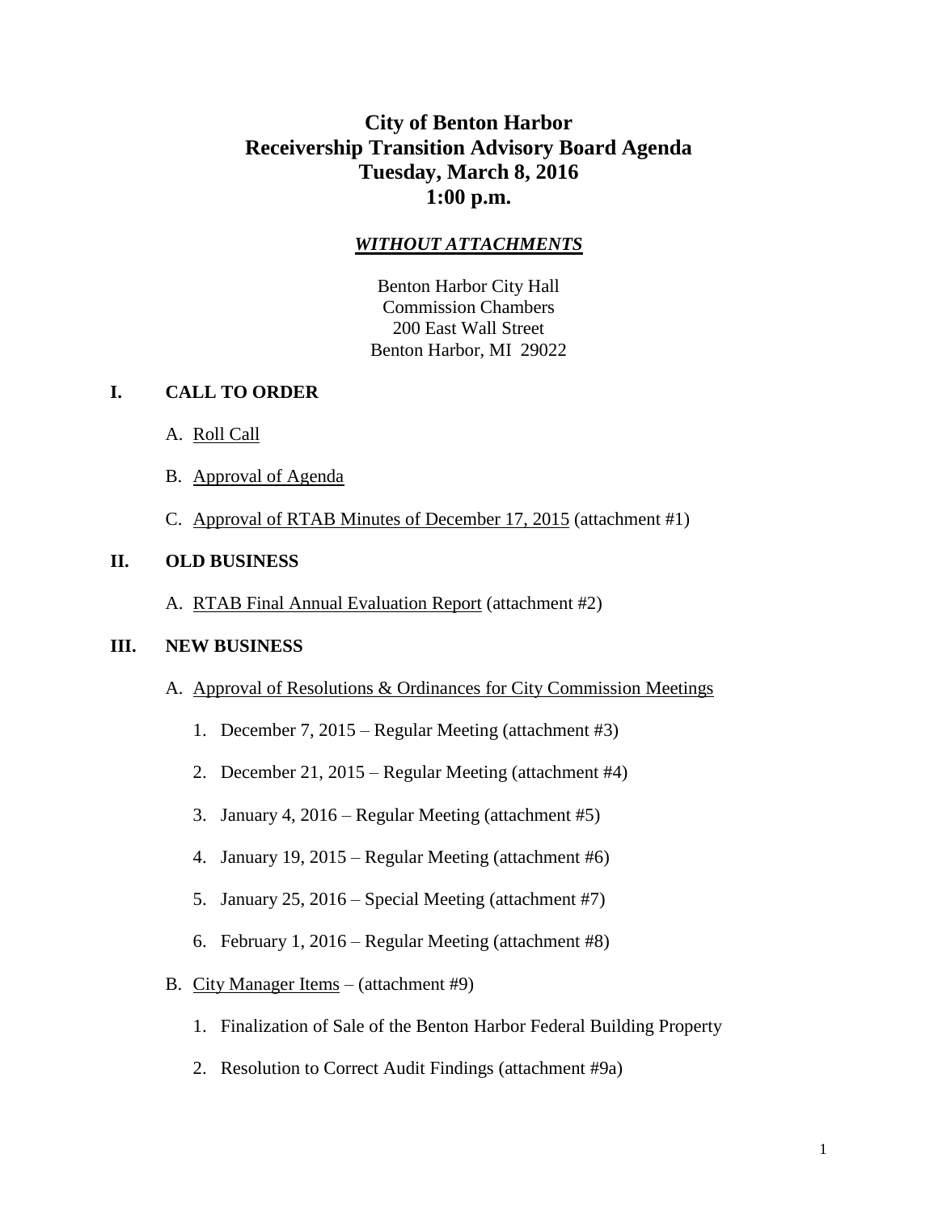# City of Benton Harbor
# Receivership Transition Advisory Board Agenda
# Tuesday, March 8, 2016
# 1:00 p.m.

***WITHOUT ATTACHMENTS***

Benton Harbor City Hall
Commission Chambers
200 East Wall Street
Benton Harbor, MI 29022

## I. CALL TO ORDER

A. Roll Call

B. Approval of Agenda

C. Approval of RTAB Minutes of December 17, 2015 (attachment #1)

## II. OLD BUSINESS

A. RTAB Final Annual Evaluation Report (attachment #2)

## III. NEW BUSINESS

A. Approval of Resolutions & Ordinances for City Commission Meetings

1. December 7, 2015 – Regular Meeting (attachment #3)
2. December 21, 2015 – Regular Meeting (attachment #4)
3. January 4, 2016 – Regular Meeting (attachment #5)
4. January 19, 2015 – Regular Meeting (attachment #6)
5. January 25, 2016 – Special Meeting (attachment #7)
6. February 1, 2016 – Regular Meeting (attachment #8)

B. City Manager Items – (attachment #9)

1. Finalization of Sale of the Benton Harbor Federal Building Property
2. Resolution to Correct Audit Findings (attachment #9a)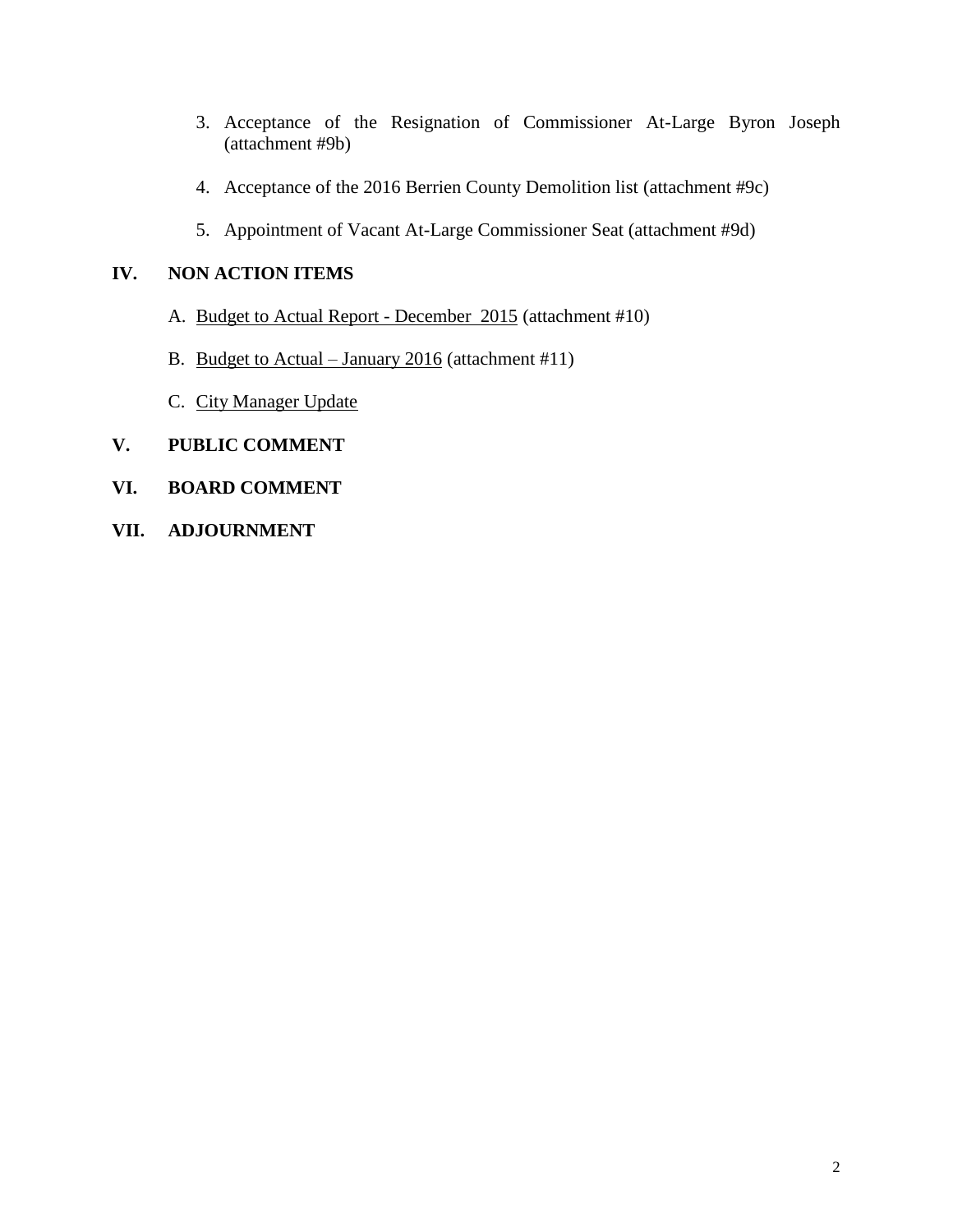3. Acceptance of the Resignation of Commissioner At-Large Byron Joseph (attachment #9b)

4. Acceptance of the 2016 Berrien County Demolition list (attachment #9c)

5. Appointment of Vacant At-Large Commissioner Seat (attachment #9d)

## IV. NON ACTION ITEMS

A. Budget to Actual Report - December 2015 (attachment #10)

B. Budget to Actual – January 2016 (attachment #11)

C. City Manager Update

## V. PUBLIC COMMENT

## VI. BOARD COMMENT

## VII. ADJOURNMENT